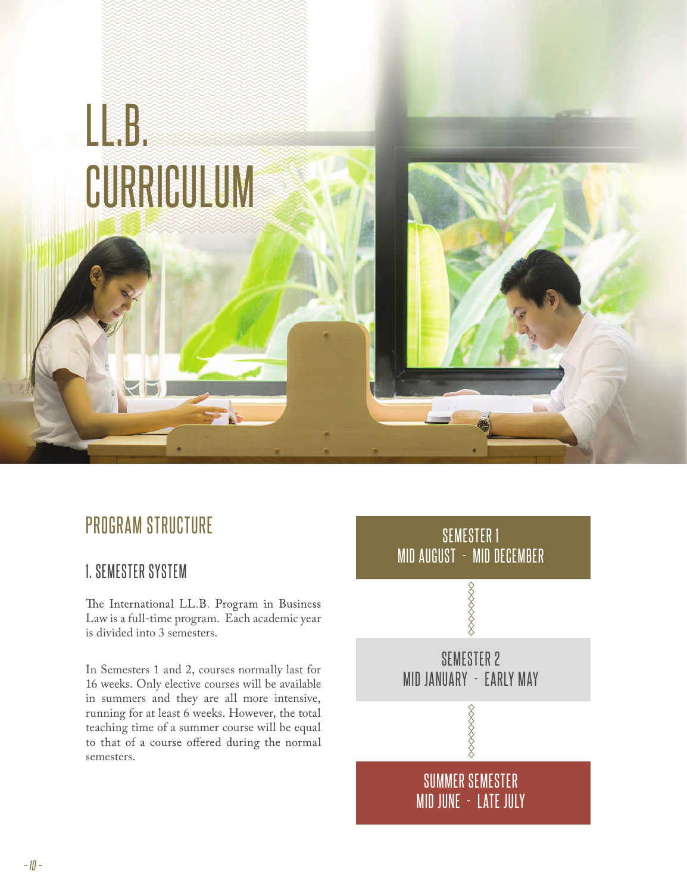# LL.B. CURRICULUM

## PROGRAM STRUCTURE

### 1. SEMESTER SYSTEM

The International LL.B. Program in Business Law is a full-time program. Each academic year is divided into 3 semesters.

In Semesters 1 and 2, courses normally last for 16 weeks. Only elective courses will be available in summers and they are all more intensive, running for at least 6 weeks. However, the total teaching time of a summer course will be equal to that of a course offered during the normal semesters.

**SEMESTER 1**
MID AUGUST - MID DECEMBER

**SEMESTER 2**
MID JANUARY - EARLY MAY

**SUMMER SEMESTER**
MID JUNE - LATE JULY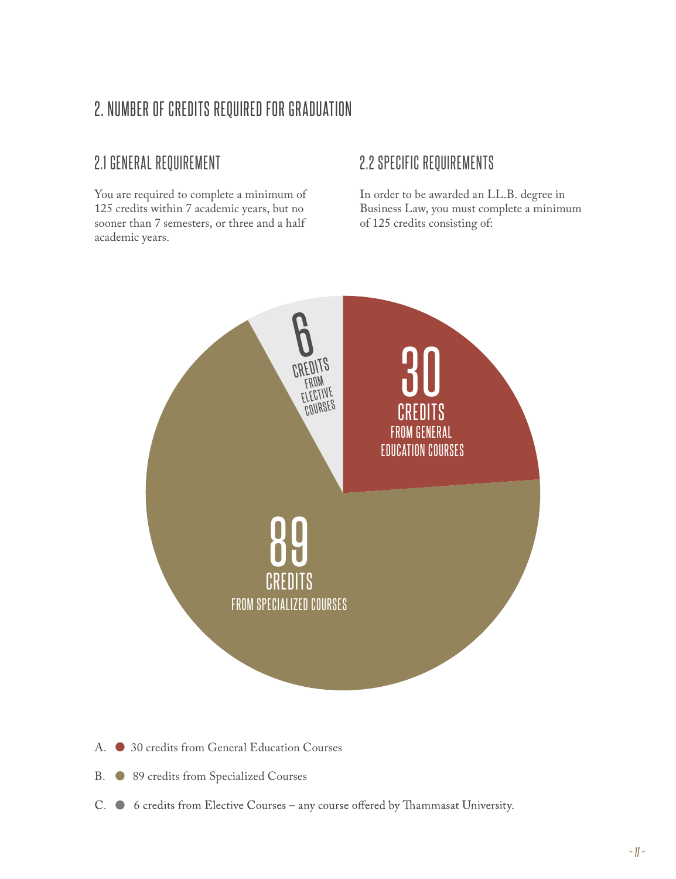## 2. NUMBER OF CREDITS REQUIRED FOR GRADUATION

### 2.1 GENERAL REQUIREMENT

You are required to complete a minimum of 125 credits within 7 academic years, but no sooner than 7 semesters, or three and a half academic years.

### 2.2 SPECIFIC REQUIREMENTS

In order to be awarded an LL.B. degree in Business Law, you must complete a minimum of 125 credits consisting of:

30 CREDITS FROM GENERAL EDUCATION COURSES

89 CREDITS FROM SPECIALIZED COURSES

6 CREDITS FROM ELECTIVE COURSES

A. 30 credits from General Education Courses

B. 89 credits from Specialized Courses

C. 6 credits from Elective Courses – any course offered by Thammasat University.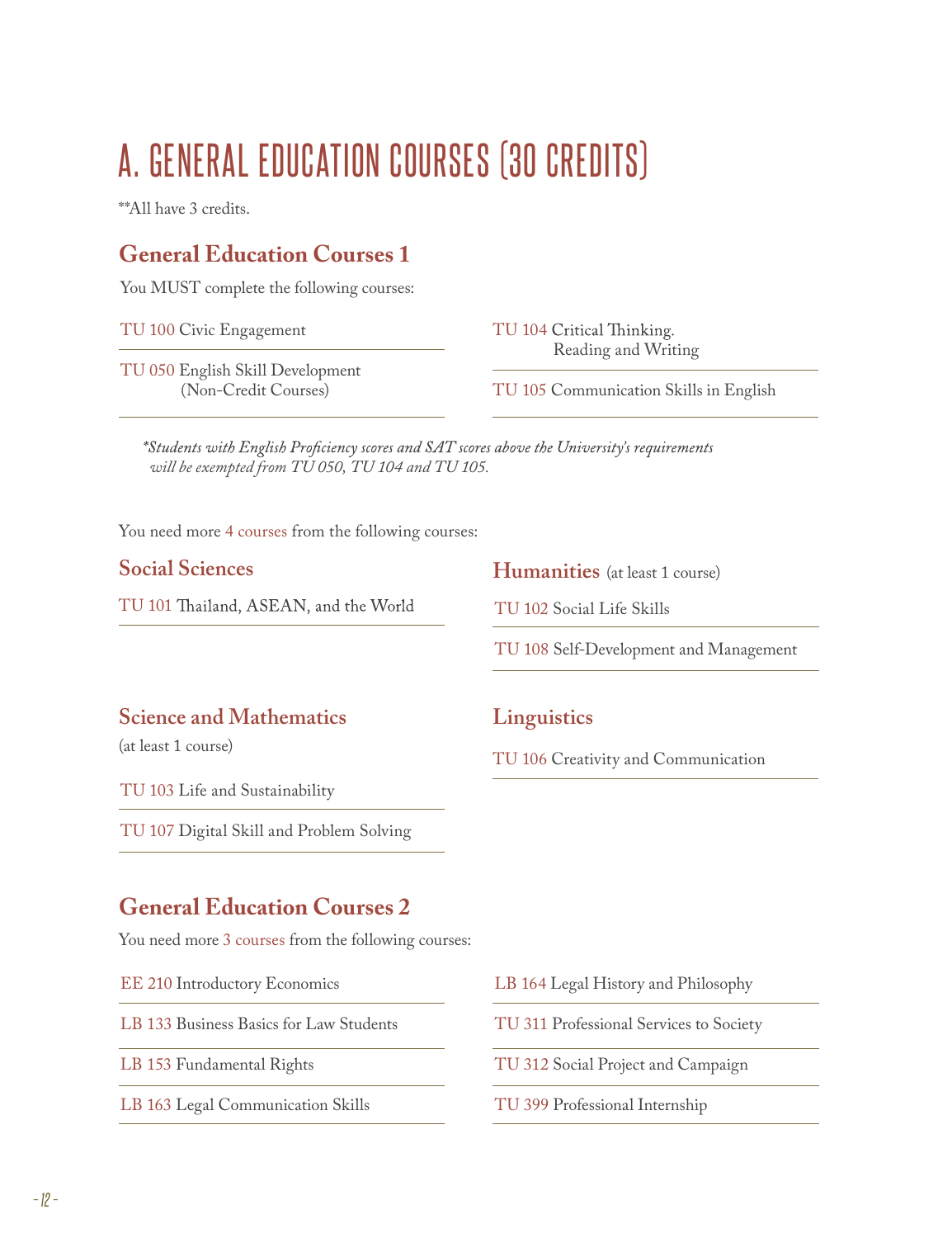# A. GENERAL EDUCATION COURSES (30 CREDITS)

**All have 3 credits.

## General Education Courses 1

You MUST complete the following courses:

- TU 100 Civic Engagement
- TU 050 English Skill Development (Non-Credit Courses)
- TU 104 Critical Thinking. Reading and Writing
- TU 105 Communication Skills in English

*\*Students with English Proficiency scores and SAT scores above the University's requirements will be exempted from TU 050, TU 104 and TU 105.*

You need more 4 courses from the following courses:

### Social Sciences

- TU 101 Thailand, ASEAN, and the World

### Humanities (at least 1 course)

- TU 102 Social Life Skills
- TU 108 Self-Development and Management

### Science and Mathematics

(at least 1 course)

- TU 103 Life and Sustainability
- TU 107 Digital Skill and Problem Solving

### Linguistics

- TU 106 Creativity and Communication

## General Education Courses 2

You need more 3 courses from the following courses:

- EE 210 Introductory Economics
- LB 133 Business Basics for Law Students
- LB 153 Fundamental Rights
- LB 163 Legal Communication Skills
- LB 164 Legal History and Philosophy
- TU 311 Professional Services to Society
- TU 312 Social Project and Campaign
- TU 399 Professional Internship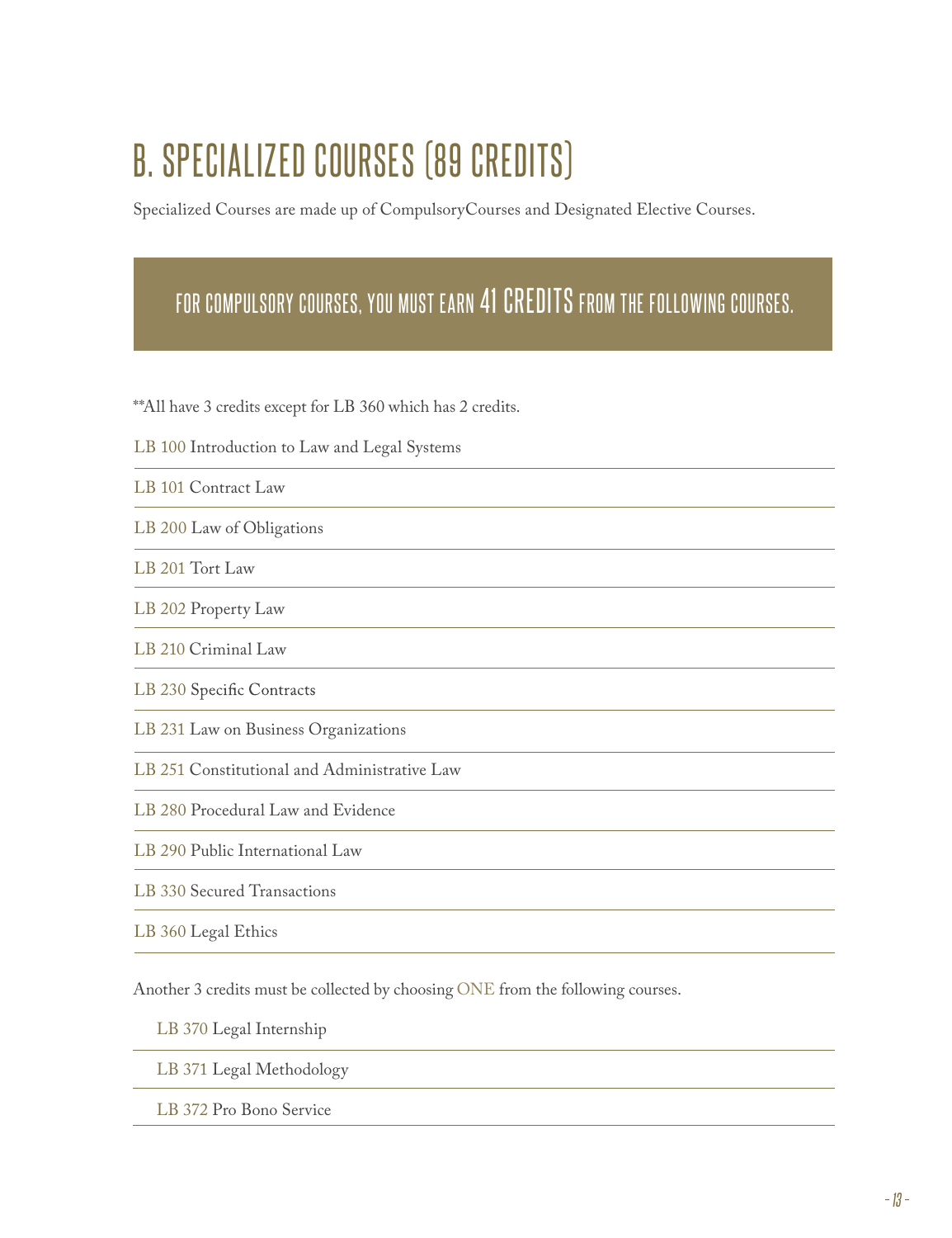# B. SPECIALIZED COURSES (89 CREDITS)

Specialized Courses are made up of CompulsoryCourses and Designated Elective Courses.

## FOR COMPULSORY COURSES, YOU MUST EARN 41 CREDITS FROM THE FOLLOWING COURSES.

**All have 3 credits except for LB 360 which has 2 credits.

- LB 100 Introduction to Law and Legal Systems
- LB 101 Contract Law
- LB 200 Law of Obligations
- LB 201 Tort Law
- LB 202 Property Law
- LB 210 Criminal Law
- LB 230 Specific Contracts
- LB 231 Law on Business Organizations
- LB 251 Constitutional and Administrative Law
- LB 280 Procedural Law and Evidence
- LB 290 Public International Law
- LB 330 Secured Transactions
- LB 360 Legal Ethics

Another 3 credits must be collected by choosing ONE from the following courses.

- LB 370 Legal Internship
- LB 371 Legal Methodology
- LB 372 Pro Bono Service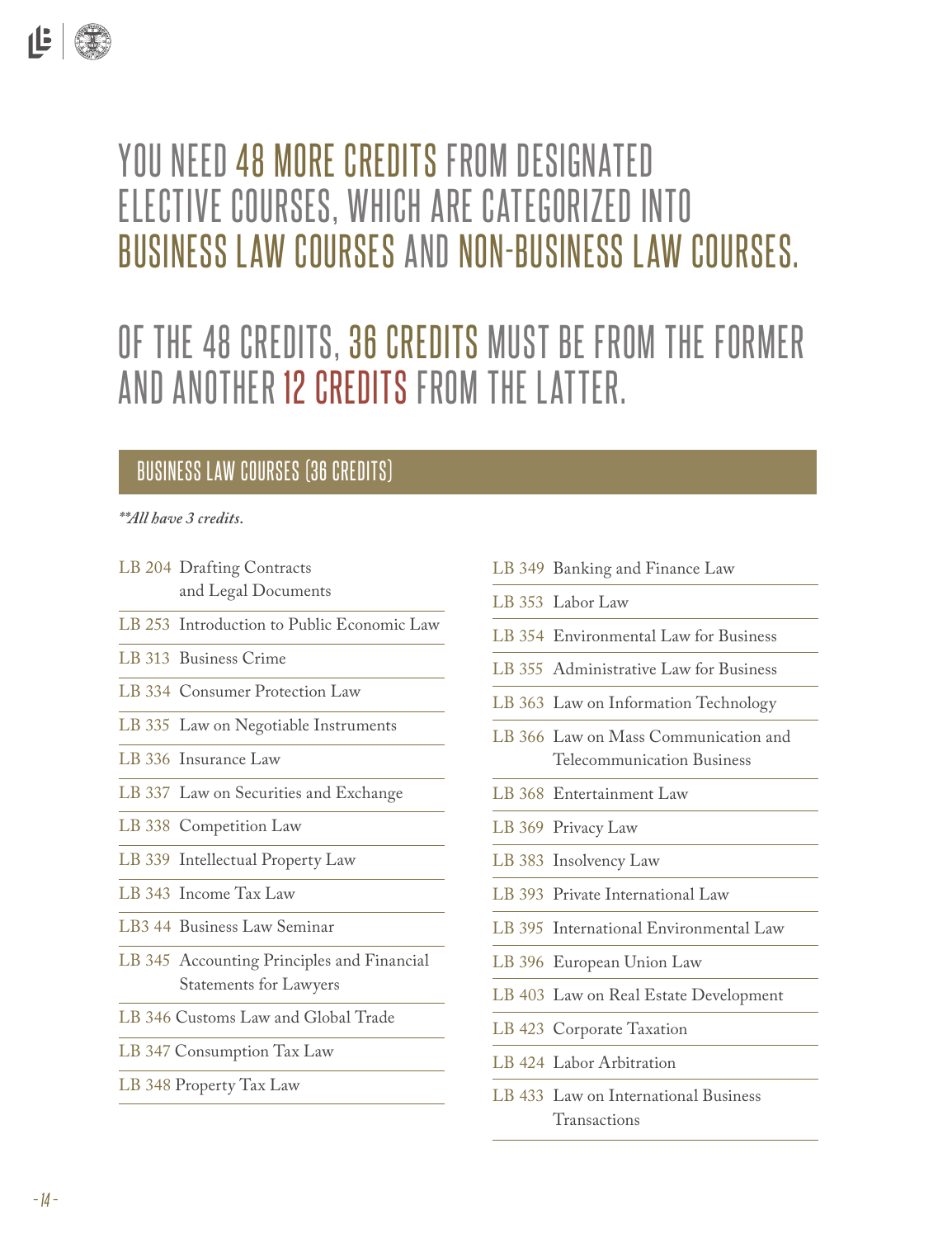# YOU NEED 48 MORE CREDITS FROM DESIGNATED ELECTIVE COURSES, WHICH ARE CATEGORIZED INTO BUSINESS LAW COURSES AND NON-BUSINESS LAW COURSES.

# OF THE 48 CREDITS, 36 CREDITS MUST BE FROM THE FORMER AND ANOTHER 12 CREDITS FROM THE LATTER.

## BUSINESS LAW COURSES (36 CREDITS)

***All have 3 credits.*

- LB 204 Drafting Contracts and Legal Documents
- LB 253 Introduction to Public Economic Law
- LB 313 Business Crime
- LB 334 Consumer Protection Law
- LB 335 Law on Negotiable Instruments
- LB 336 Insurance Law
- LB 337 Law on Securities and Exchange
- LB 338 Competition Law
- LB 339 Intellectual Property Law
- LB 343 Income Tax Law
- LB3 44 Business Law Seminar
- LB 345 Accounting Principles and Financial Statements for Lawyers
- LB 346 Customs Law and Global Trade
- LB 347 Consumption Tax Law
- LB 348 Property Tax Law
- LB 349 Banking and Finance Law
- LB 353 Labor Law
- LB 354 Environmental Law for Business
- LB 355 Administrative Law for Business
- LB 363 Law on Information Technology
- LB 366 Law on Mass Communication and Telecommunication Business
- LB 368 Entertainment Law
- LB 369 Privacy Law
- LB 383 Insolvency Law
- LB 393 Private International Law
- LB 395 International Environmental Law
- LB 396 European Union Law
- LB 403 Law on Real Estate Development
- LB 423 Corporate Taxation
- LB 424 Labor Arbitration
- LB 433 Law on International Business Transactions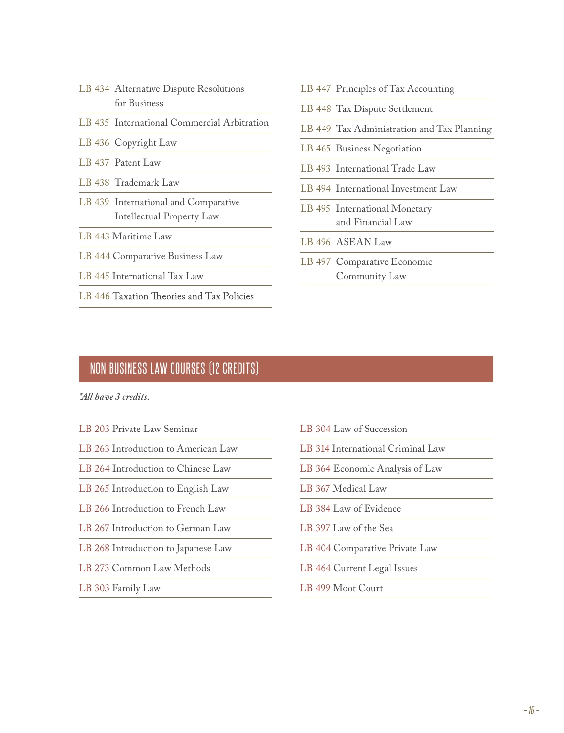- LB 434 Alternative Dispute Resolutions for Business
- LB 435 International Commercial Arbitration
- LB 436 Copyright Law
- LB 437 Patent Law
- LB 438 Trademark Law
- LB 439 International and Comparative Intellectual Property Law
- LB 443 Maritime Law
- LB 444 Comparative Business Law
- LB 445 International Tax Law
- LB 446 Taxation Theories and Tax Policies
- LB 447 Principles of Tax Accounting
- LB 448 Tax Dispute Settlement
- LB 449 Tax Administration and Tax Planning
- LB 465 Business Negotiation
- LB 493 International Trade Law
- LB 494 International Investment Law
- LB 495 International Monetary and Financial Law
- LB 496 ASEAN Law
- LB 497 Comparative Economic Community Law

## NON BUSINESS LAW COURSES (12 CREDITS)

*\*All have 3 credits.*

- LB 203 Private Law Seminar
- LB 263 Introduction to American Law
- LB 264 Introduction to Chinese Law
- LB 265 Introduction to English Law
- LB 266 Introduction to French Law
- LB 267 Introduction to German Law
- LB 268 Introduction to Japanese Law
- LB 273 Common Law Methods
- LB 303 Family Law
- LB 304 Law of Succession
- LB 314 International Criminal Law
- LB 364 Economic Analysis of Law
- LB 367 Medical Law
- LB 384 Law of Evidence
- LB 397 Law of the Sea
- LB 404 Comparative Private Law
- LB 464 Current Legal Issues
- LB 499 Moot Court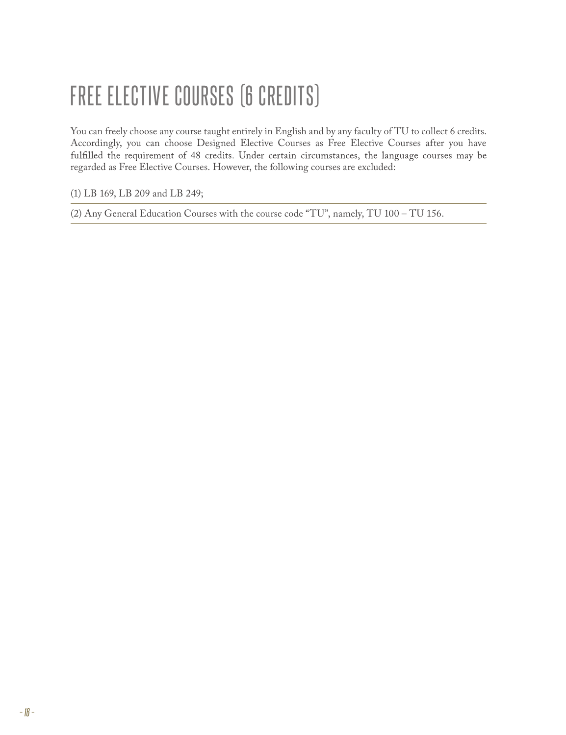# FREE ELECTIVE COURSES (6 CREDITS)

You can freely choose any course taught entirely in English and by any faculty of TU to collect 6 credits. Accordingly, you can choose Designed Elective Courses as Free Elective Courses after you have fulfilled the requirement of 48 credits. Under certain circumstances, the language courses may be regarded as Free Elective Courses. However, the following courses are excluded:

(1) LB 169, LB 209 and LB 249;

(2) Any General Education Courses with the course code “TU”, namely, TU 100 – TU 156.